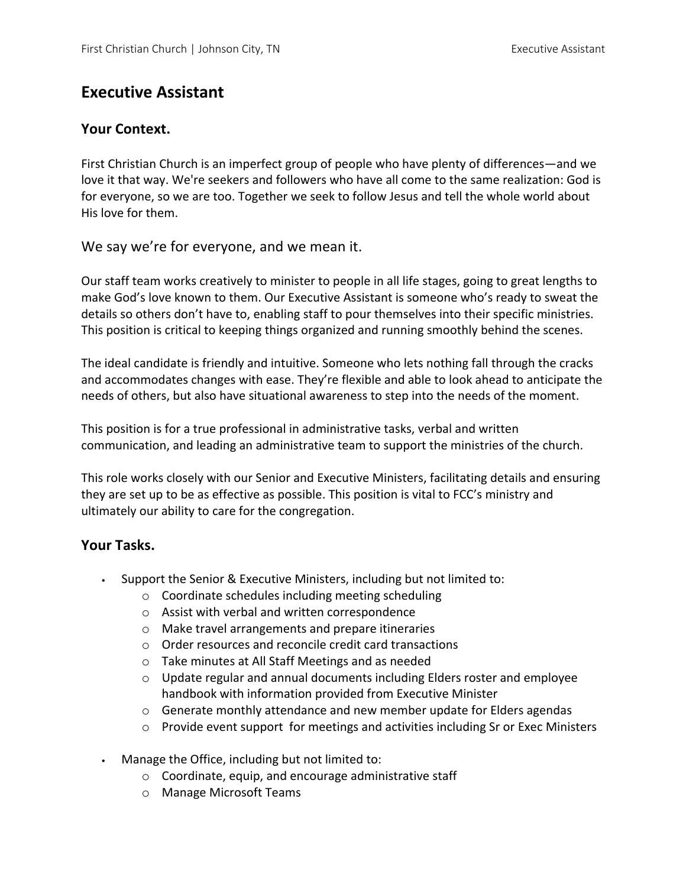# Executive Assistant

## Your Context.

First Christian Church is an imperfect group of people who have plenty of differences—and we love it that way. We're seekers and followers who have all come to the same realization: God is for everyone, so we are too. Together we seek to follow Jesus and tell the whole world about His love for them.

We say we're for everyone, and we mean it.

Our staff team works creatively to minister to people in all life stages, going to great lengths to make God's love known to them. Our Executive Assistant is someone who's ready to sweat the details so others don't have to, enabling staff to pour themselves into their specific ministries. This position is critical to keeping things organized and running smoothly behind the scenes.

The ideal candidate is friendly and intuitive. Someone who lets nothing fall through the cracks and accommodates changes with ease. They're flexible and able to look ahead to anticipate the needs of others, but also have situational awareness to step into the needs of the moment.

This position is for a true professional in administrative tasks, verbal and written communication, and leading an administrative team to support the ministries of the church.

This role works closely with our Senior and Executive Ministers, facilitating details and ensuring they are set up to be as effective as possible. This position is vital to FCC's ministry and ultimately our ability to care for the congregation.

## Your Tasks.

- Support the Senior & Executive Ministers, including but not limited to:
  - Coordinate schedules including meeting scheduling
  - Assist with verbal and written correspondence
  - Make travel arrangements and prepare itineraries
  - Order resources and reconcile credit card transactions
  - Take minutes at All Staff Meetings and as needed
  - Update regular and annual documents including Elders roster and employee handbook with information provided from Executive Minister
  - Generate monthly attendance and new member update for Elders agendas
  - Provide event support for meetings and activities including Sr or Exec Ministers

- Manage the Office, including but not limited to:
  - Coordinate, equip, and encourage administrative staff
  - Manage Microsoft Teams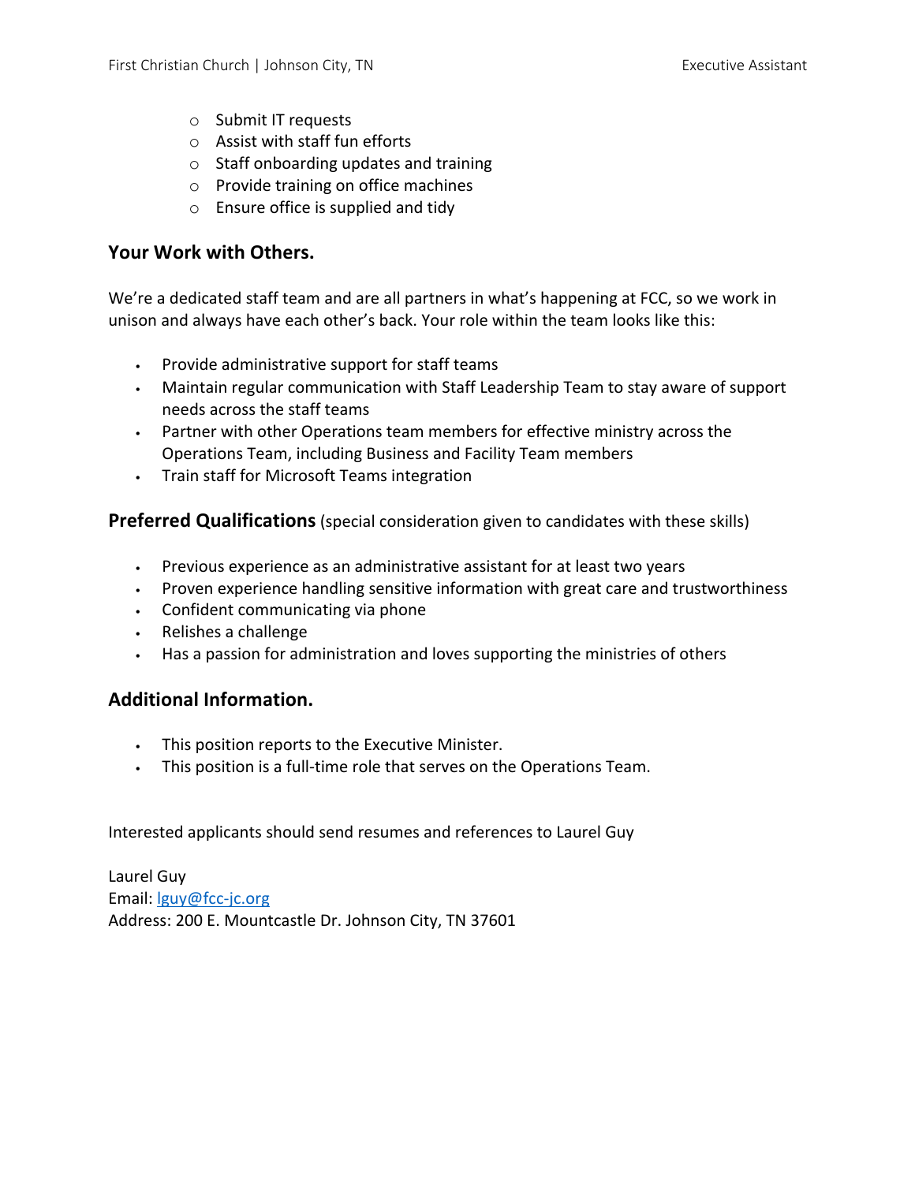- Submit IT requests
- Assist with staff fun efforts
- Staff onboarding updates and training
- Provide training on office machines
- Ensure office is supplied and tidy

## Your Work with Others.

We're a dedicated staff team and are all partners in what's happening at FCC, so we work in unison and always have each other's back. Your role within the team looks like this:

- Provide administrative support for staff teams
- Maintain regular communication with Staff Leadership Team to stay aware of support needs across the staff teams
- Partner with other Operations team members for effective ministry across the Operations Team, including Business and Facility Team members
- Train staff for Microsoft Teams integration

## Preferred Qualifications (special consideration given to candidates with these skills)

- Previous experience as an administrative assistant for at least two years
- Proven experience handling sensitive information with great care and trustworthiness
- Confident communicating via phone
- Relishes a challenge
- Has a passion for administration and loves supporting the ministries of others

## Additional Information.

- This position reports to the Executive Minister.
- This position is a full-time role that serves on the Operations Team.

Interested applicants should send resumes and references to Laurel Guy

Laurel Guy
Email: lguy@fcc-jc.org
Address: 200 E. Mountcastle Dr. Johnson City, TN 37601